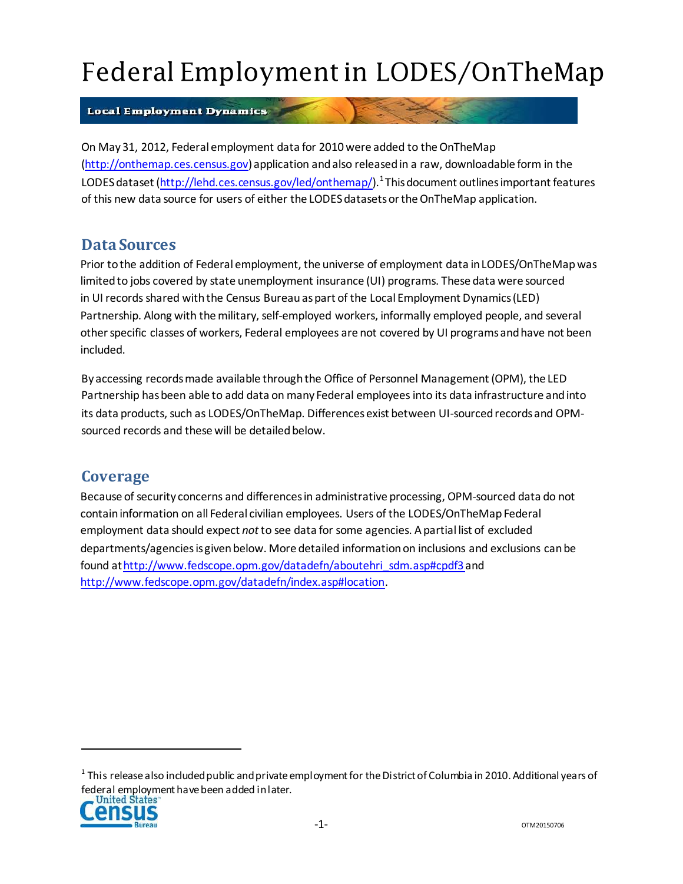# Federal Employment in LODES/OnTheMap

Local Employment Dynamics

On May 31, 2012, Federal employment data for 2010 were added to the OnTheMap (http://onthemap.ces.census.gov) application and also released in a raw, downloadable form in the LODES dataset (http://lehd.ces.census.gov/led/onthemap/).[1] This document outlines important features of this new data source for users of either the LODES datasets or the OnTheMap application.

## Data Sources

Prior to the addition of Federal employment, the universe of employment data in LODES/OnTheMap was limited to jobs covered by state unemployment insurance (UI) programs. These data were sourced in UI records shared with the Census Bureau as part of the Local Employment Dynamics (LED) Partnership. Along with the military, self-employed workers, informally employed people, and several other specific classes of workers, Federal employees are not covered by UI programs and have not been included.

By accessing records made available through the Office of Personnel Management (OPM), the LED Partnership has been able to add data on many Federal employees into its data infrastructure and into its data products, such as LODES/OnTheMap. Differences exist between UI-sourced records and OPM-sourced records and these will be detailed below.

## Coverage

Because of security concerns and differences in administrative processing, OPM-sourced data do not contain information on all Federal civilian employees. Users of the LODES/OnTheMap Federal employment data should expect *not* to see data for some agencies. A partial list of excluded departments/agencies is given below. More detailed information on inclusions and exclusions can be found at http://www.fedscope.opm.gov/datadefn/aboutehri_sdm.asp#cpdf3 and http://www.fedscope.opm.gov/datadefn/index.asp#location.

[1] This release also included public and private employment for the District of Columbia in 2010. Additional years of federal employment have been added in later.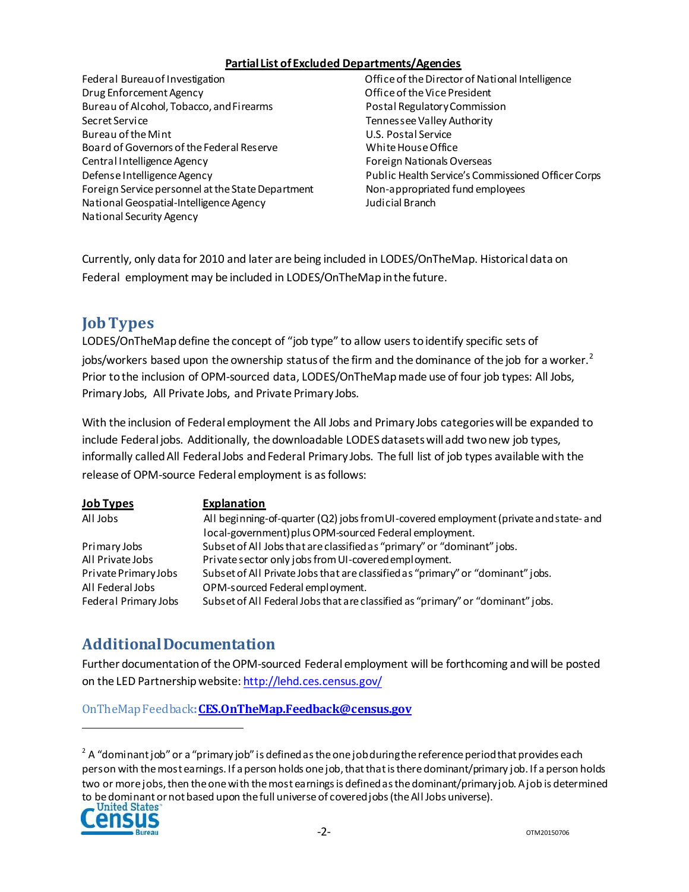**Partial List of Excluded Departments/Agencies**

Federal Bureau of Investigation
Drug Enforcement Agency
Bureau of Alcohol, Tobacco, and Firearms
Secret Service
Bureau of the Mint
Board of Governors of the Federal Reserve
Central Intelligence Agency
Defense Intelligence Agency
Foreign Service personnel at the State Department
National Geospatial-Intelligence Agency
National Security Agency
Office of the Director of National Intelligence
Office of the Vice President
Postal Regulatory Commission
Tennessee Valley Authority
U.S. Postal Service
White House Office
Foreign Nationals Overseas
Public Health Service's Commissioned Officer Corps
Non-appropriated fund employees
Judicial Branch

Currently, only data for 2010 and later are being included in LODES/OnTheMap. Historical data on Federal employment may be included in LODES/OnTheMap in the future.

## Job Types

LODES/OnTheMap define the concept of "job type" to allow users to identify specific sets of jobs/workers based upon the ownership status of the firm and the dominance of the job for a worker.[2] Prior to the inclusion of OPM-sourced data, LODES/OnTheMap made use of four job types: All Jobs, Primary Jobs, All Private Jobs, and Private Primary Jobs.

With the inclusion of Federal employment the All Jobs and Primary Jobs categories will be expanded to include Federal jobs. Additionally, the downloadable LODES datasets will add two new job types, informally called All Federal Jobs and Federal Primary Jobs. The full list of job types available with the release of OPM-source Federal employment is as follows:

| Job Types | Explanation |
|---|---|
| All Jobs | All beginning-of-quarter (Q2) jobs from UI-covered employment (private and state- and local-government) plus OPM-sourced Federal employment. |
| Primary Jobs | Subset of All Jobs that are classified as "primary" or "dominant" jobs. |
| All Private Jobs | Private sector only jobs from UI-covered employment. |
| Private Primary Jobs | Subset of All Private Jobs that are classified as "primary" or "dominant" jobs. |
| All Federal Jobs | OPM-sourced Federal employment. |
| Federal Primary Jobs | Subset of All Federal Jobs that are classified as "primary" or "dominant" jobs. |

## Additional Documentation

Further documentation of the OPM-sourced Federal employment will be forthcoming and will be posted on the LED Partnership website: http://lehd.ces.census.gov/

OnTheMap Feedback: **CES.OnTheMap.Feedback@census.gov**

[2] A "dominant job" or a "primary job" is defined as the one job during the reference period that provides each person with the most earnings. If a person holds one job, that that is there dominant/primary job. If a person holds two or more jobs, then the one with the most earnings is defined as the dominant/primary job. A job is determined to be dominant or not based upon the full universe of covered jobs (the All Jobs universe).